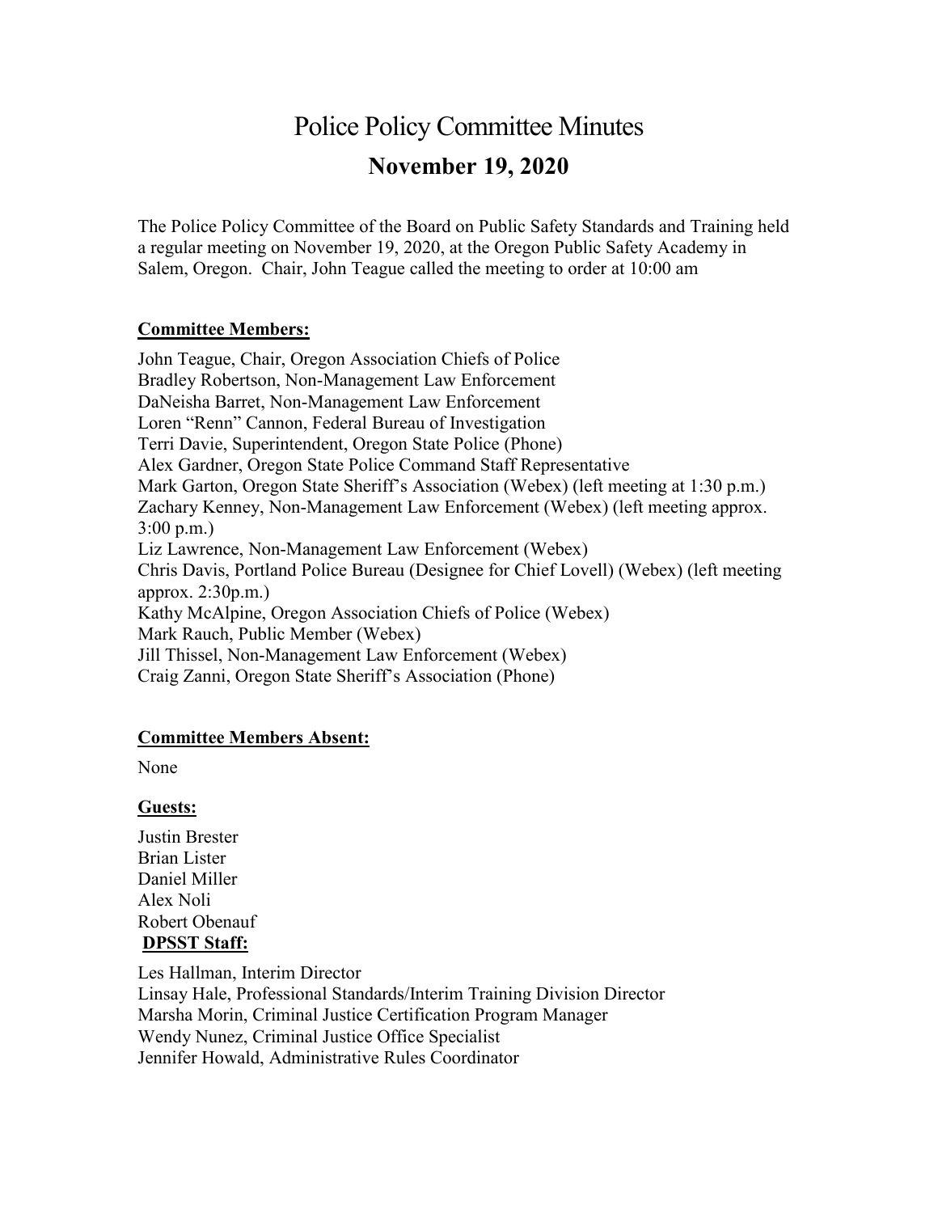# Police Policy Committee Minutes

## November 19, 2020

The Police Policy Committee of the Board on Public Safety Standards and Training held a regular meeting on November 19, 2020, at the Oregon Public Safety Academy in Salem, Oregon. Chair, John Teague called the meeting to order at 10:00 am

**Committee Members:**

John Teague, Chair, Oregon Association Chiefs of Police
Bradley Robertson, Non-Management Law Enforcement
DaNeisha Barret, Non-Management Law Enforcement
Loren "Renn" Cannon, Federal Bureau of Investigation
Terri Davie, Superintendent, Oregon State Police (Phone)
Alex Gardner, Oregon State Police Command Staff Representative
Mark Garton, Oregon State Sheriff's Association (Webex) (left meeting at 1:30 p.m.)
Zachary Kenney, Non-Management Law Enforcement (Webex) (left meeting approx. 3:00 p.m.)
Liz Lawrence, Non-Management Law Enforcement (Webex)
Chris Davis, Portland Police Bureau (Designee for Chief Lovell) (Webex) (left meeting approx. 2:30p.m.)
Kathy McAlpine, Oregon Association Chiefs of Police (Webex)
Mark Rauch, Public Member (Webex)
Jill Thissel, Non-Management Law Enforcement (Webex)
Craig Zanni, Oregon State Sheriff's Association (Phone)

**Committee Members Absent:**

None

**Guests:**

Justin Brester
Brian Lister
Daniel Miller
Alex Noli
Robert Obenauf

**DPSST Staff:**

Les Hallman, Interim Director
Linsay Hale, Professional Standards/Interim Training Division Director
Marsha Morin, Criminal Justice Certification Program Manager
Wendy Nunez, Criminal Justice Office Specialist
Jennifer Howald, Administrative Rules Coordinator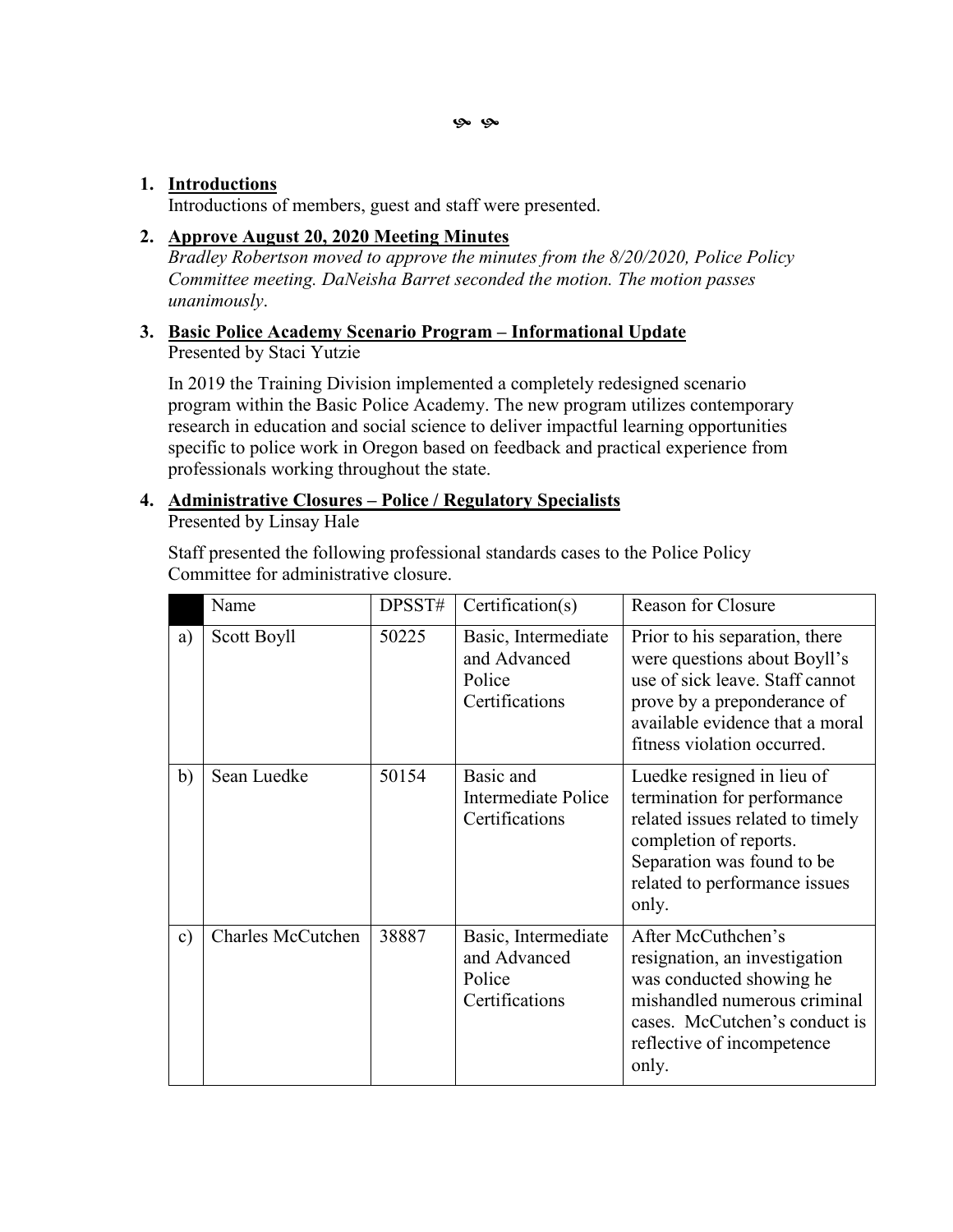1. **Introductions**
   Introductions of members, guest and staff were presented.

2. **Approve August 20, 2020 Meeting Minutes**
   *Bradley Robertson moved to approve the minutes from the 8/20/2020, Police Policy Committee meeting. DaNeisha Barret seconded the motion. The motion passes unanimously*.

3. **Basic Police Academy Scenario Program – Informational Update**
   Presented by Staci Yutzie

   In 2019 the Training Division implemented a completely redesigned scenario program within the Basic Police Academy. The new program utilizes contemporary research in education and social science to deliver impactful learning opportunities specific to police work in Oregon based on feedback and practical experience from professionals working throughout the state.

4. **Administrative Closures – Police / Regulatory Specialists**
   Presented by Linsay Hale

   Staff presented the following professional standards cases to the Police Policy Committee for administrative closure.

|  | Name | DPSST# | Certification(s) | Reason for Closure |
|---|---|---|---|---|
| a) | Scott Boyll | 50225 | Basic, Intermediate and Advanced Police Certifications | Prior to his separation, there were questions about Boyll's use of sick leave. Staff cannot prove by a preponderance of available evidence that a moral fitness violation occurred. |
| b) | Sean Luedke | 50154 | Basic and Intermediate Police Certifications | Luedke resigned in lieu of termination for performance related issues related to timely completion of reports. Separation was found to be related to performance issues only. |
| c) | Charles McCutchen | 38887 | Basic, Intermediate and Advanced Police Certifications | After McCuthchen's resignation, an investigation was conducted showing he mishandled numerous criminal cases. McCutchen's conduct is reflective of incompetence only. |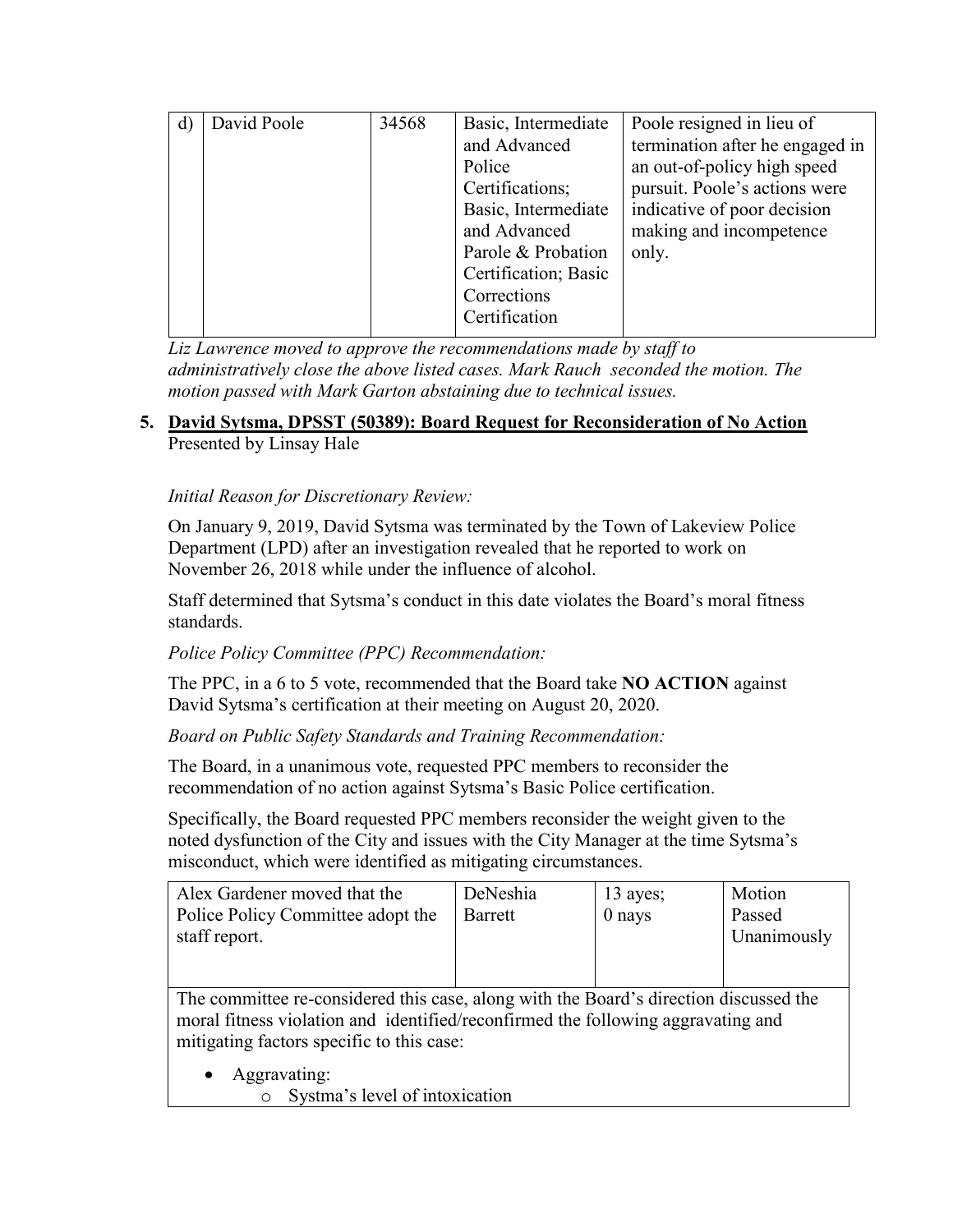| d) | David Poole | 34568 | Basic, Intermediate and Advanced Police Certifications; Basic, Intermediate and Advanced Parole & Probation Certification; Basic Corrections Certification | Poole resigned in lieu of termination after he engaged in an out-of-policy high speed pursuit. Poole's actions were indicative of poor decision making and incompetence only. |
|---|---|---|---|---|

*Liz Lawrence moved to approve the recommendations made by staff to administratively close the above listed cases. Mark Rauch seconded the motion. The motion passed with Mark Garton abstaining due to technical issues.*

**5. <u>David Sytsma, DPSST (50389): Board Request for Reconsideration of No Action</u>**
Presented by Linsay Hale

*Initial Reason for Discretionary Review:*

On January 9, 2019, David Sytsma was terminated by the Town of Lakeview Police Department (LPD) after an investigation revealed that he reported to work on November 26, 2018 while under the influence of alcohol.

Staff determined that Sytsma's conduct in this date violates the Board's moral fitness standards.

*Police Policy Committee (PPC) Recommendation:*

The PPC, in a 6 to 5 vote, recommended that the Board take **NO ACTION** against David Sytsma's certification at their meeting on August 20, 2020.

*Board on Public Safety Standards and Training Recommendation:*

The Board, in a unanimous vote, requested PPC members to reconsider the recommendation of no action against Sytsma's Basic Police certification.

Specifically, the Board requested PPC members reconsider the weight given to the noted dysfunction of the City and issues with the City Manager at the time Sytsma's misconduct, which were identified as mitigating circumstances.

| Alex Gardener moved that the Police Policy Committee adopt the staff report. | DeNeshia Barrett | 13 ayes; 0 nays | Motion Passed Unanimously |
|---|---|---|---|
| The committee re-considered this case, along with the Board's direction discussed the moral fitness violation and identified/reconfirmed the following aggravating and mitigating factors specific to this case:<br><br>• Aggravating:<br>&nbsp;&nbsp;&nbsp;&nbsp;o Systma's level of intoxication | | | |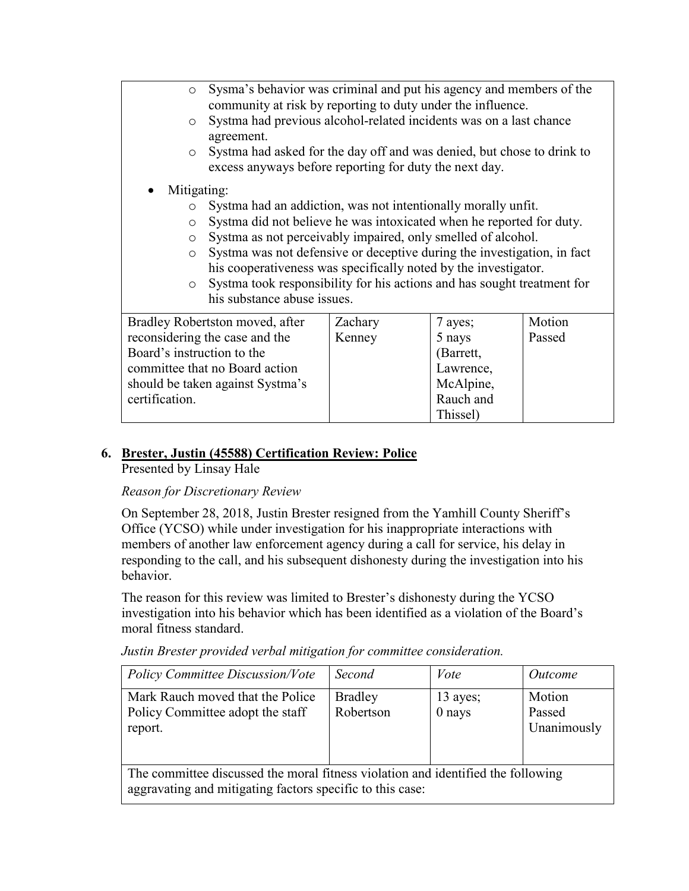- Sysma's behavior was criminal and put his agency and members of the community at risk by reporting to duty under the influence.
  - Systma had previous alcohol-related incidents was on a last chance agreement.
  - Systma had asked for the day off and was denied, but chose to drink to excess anyways before reporting for duty the next day.
- Mitigating:
  - Systma had an addiction, was not intentionally morally unfit.
  - Systma did not believe he was intoxicated when he reported for duty.
  - Systma as not perceivably impaired, only smelled of alcohol.
  - Systma was not defensive or deceptive during the investigation, in fact his cooperativeness was specifically noted by the investigator.
  - Systma took responsibility for his actions and has sought treatment for his substance abuse issues.

| | | | |
|---|---|---|---|
| Bradley Robertston moved, after reconsidering the case and the Board's instruction to the committee that no Board action should be taken against Systma's certification. | Zachary Kenney | 7 ayes; 5 nays (Barrett, Lawrence, McAlpine, Rauch and Thissel) | Motion Passed |

## 6. Brester, Justin (45588) Certification Review: Police

Presented by Linsay Hale

*Reason for Discretionary Review*

On September 28, 2018, Justin Brester resigned from the Yamhill County Sheriff's Office (YCSO) while under investigation for his inappropriate interactions with members of another law enforcement agency during a call for service, his delay in responding to the call, and his subsequent dishonesty during the investigation into his behavior.

The reason for this review was limited to Brester's dishonesty during the YCSO investigation into his behavior which has been identified as a violation of the Board's moral fitness standard.

*Justin Brester provided verbal mitigation for committee consideration.*

| *Policy Committee Discussion/Vote* | *Second* | *Vote* | *Outcome* |
|---|---|---|---|
| Mark Rauch moved that the Police Policy Committee adopt the staff report. | Bradley Robertson | 13 ayes; 0 nays | Motion Passed Unanimously |
| The committee discussed the moral fitness violation and identified the following aggravating and mitigating factors specific to this case: | | | |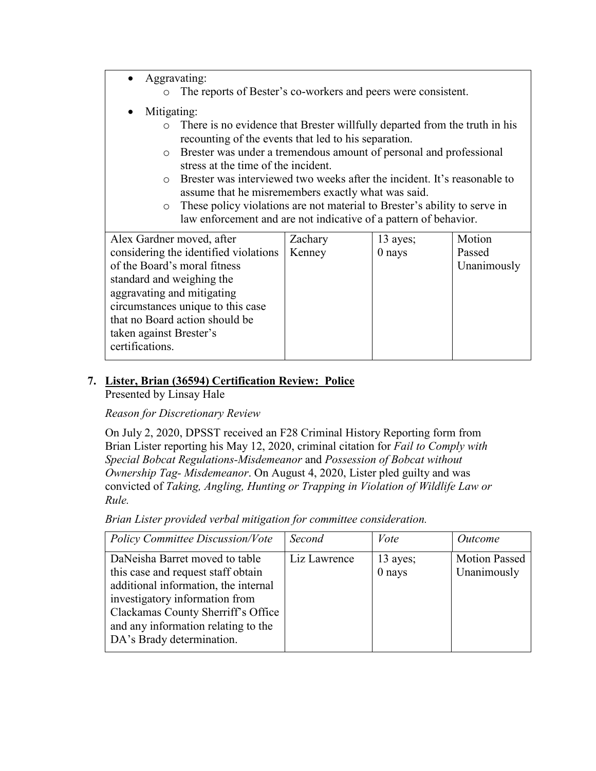- Aggravating:
  - The reports of Bester's co-workers and peers were consistent.
- Mitigating:
  - There is no evidence that Brester willfully departed from the truth in his recounting of the events that led to his separation.
  - Brester was under a tremendous amount of personal and professional stress at the time of the incident.
  - Brester was interviewed two weeks after the incident. It's reasonable to assume that he misremembers exactly what was said.
  - These policy violations are not material to Brester's ability to serve in law enforcement and are not indicative of a pattern of behavior.

| | | | |
|---|---|---|---|
| Alex Gardner moved, after considering the identified violations of the Board's moral fitness standard and weighing the aggravating and mitigating circumstances unique to this case that no Board action should be taken against Brester's certifications. | Zachary Kenney | 13 ayes; 0 nays | Motion Passed Unanimously |

## 7. Lister, Brian (36594) Certification Review: Police

Presented by Linsay Hale

*Reason for Discretionary Review*

On July 2, 2020, DPSST received an F28 Criminal History Reporting form from Brian Lister reporting his May 12, 2020, criminal citation for *Fail to Comply with Special Bobcat Regulations-Misdemeanor* and *Possession of Bobcat without Ownership Tag- Misdemeanor*. On August 4, 2020, Lister pled guilty and was convicted of *Taking, Angling, Hunting or Trapping in Violation of Wildlife Law or Rule.*

*Brian Lister provided verbal mitigation for committee consideration.*

| *Policy Committee Discussion/Vote* | *Second* | *Vote* | *Outcome* |
|---|---|---|---|
| DaNeisha Barret moved to table this case and request staff obtain additional information, the internal investigatory information from Clackamas County Sherriff's Office and any information relating to the DA's Brady determination. | Liz Lawrence | 13 ayes; 0 nays | Motion Passed Unanimously |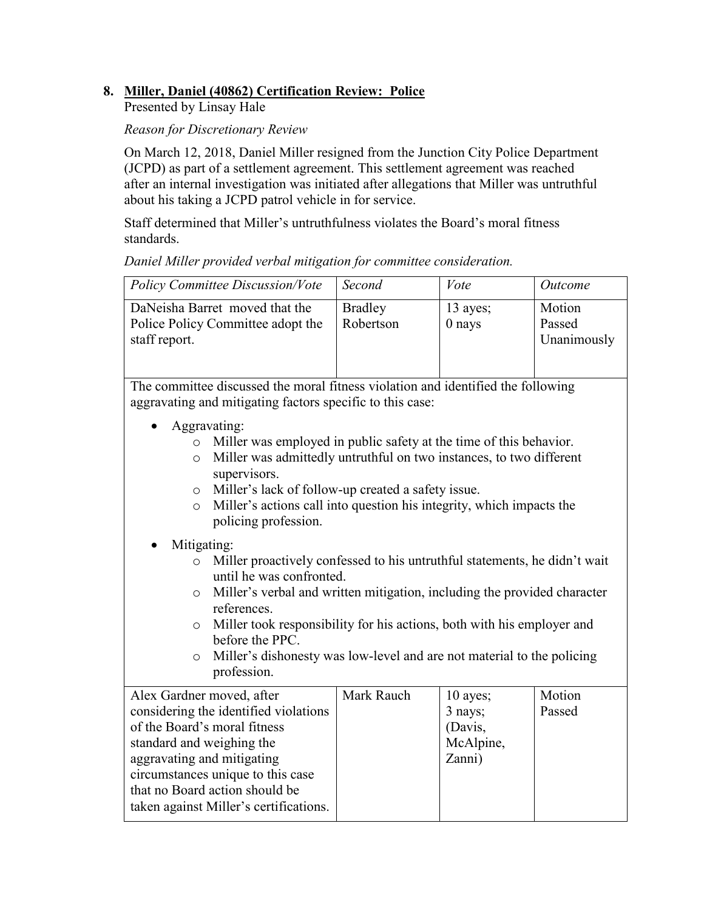8. **<u>Miller, Daniel (40862) Certification Review: Police</u>**
   Presented by Linsay Hale

   *Reason for Discretionary Review*

   On March 12, 2018, Daniel Miller resigned from the Junction City Police Department (JCPD) as part of a settlement agreement. This settlement agreement was reached after an internal investigation was initiated after allegations that Miller was untruthful about his taking a JCPD patrol vehicle in for service.

   Staff determined that Miller's untruthfulness violates the Board's moral fitness standards.

   *Daniel Miller provided verbal mitigation for committee consideration.*

| *Policy Committee Discussion/Vote* | *Second* | *Vote* | *Outcome* |
|---|---|---|---|
| DaNeisha Barret moved that the Police Policy Committee adopt the staff report. | Bradley Robertson | 13 ayes; 0 nays | Motion Passed Unanimously |
| The committee discussed the moral fitness violation and identified the following aggravating and mitigating factors specific to this case:<br><br>• Aggravating:<br>&nbsp;&nbsp;&nbsp;&nbsp;o Miller was employed in public safety at the time of this behavior.<br>&nbsp;&nbsp;&nbsp;&nbsp;o Miller was admittedly untruthful on two instances, to two different supervisors.<br>&nbsp;&nbsp;&nbsp;&nbsp;o Miller's lack of follow-up created a safety issue.<br>&nbsp;&nbsp;&nbsp;&nbsp;o Miller's actions call into question his integrity, which impacts the policing profession.<br><br>• Mitigating:<br>&nbsp;&nbsp;&nbsp;&nbsp;o Miller proactively confessed to his untruthful statements, he didn't wait until he was confronted.<br>&nbsp;&nbsp;&nbsp;&nbsp;o Miller's verbal and written mitigation, including the provided character references.<br>&nbsp;&nbsp;&nbsp;&nbsp;o Miller took responsibility for his actions, both with his employer and before the PPC.<br>&nbsp;&nbsp;&nbsp;&nbsp;o Miller's dishonesty was low-level and are not material to the policing profession. | | | |
| Alex Gardner moved, after considering the identified violations of the Board's moral fitness standard and weighing the aggravating and mitigating circumstances unique to this case that no Board action should be taken against Miller's certifications. | Mark Rauch | 10 ayes; 3 nays; (Davis, McAlpine, Zanni) | Motion Passed |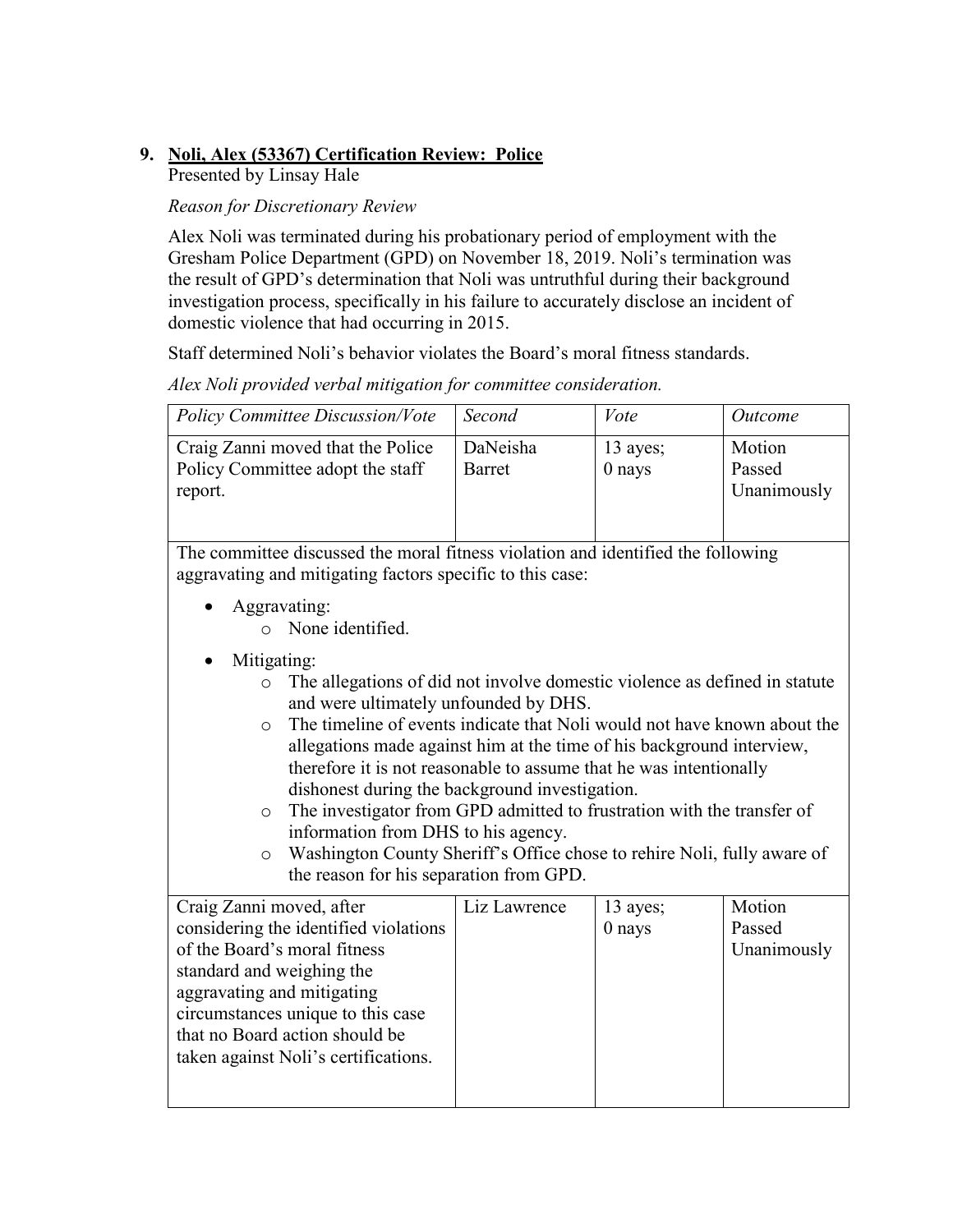## 9. Noli, Alex (53367) Certification Review: Police

Presented by Linsay Hale

*Reason for Discretionary Review*

Alex Noli was terminated during his probationary period of employment with the Gresham Police Department (GPD) on November 18, 2019. Noli's termination was the result of GPD's determination that Noli was untruthful during their background investigation process, specifically in his failure to accurately disclose an incident of domestic violence that had occurring in 2015.

Staff determined Noli's behavior violates the Board's moral fitness standards.

*Alex Noli provided verbal mitigation for committee consideration.*

| *Policy Committee Discussion/Vote* | *Second* | *Vote* | *Outcome* |
|---|---|---|---|
| Craig Zanni moved that the Police Policy Committee adopt the staff report. | DaNeisha Barret | 13 ayes; 0 nays | Motion Passed Unanimously |
| The committee discussed the moral fitness violation and identified the following aggravating and mitigating factors specific to this case:<br>• Aggravating:<br>&nbsp;&nbsp;o None identified.<br>• Mitigating:<br>&nbsp;&nbsp;o The allegations of did not involve domestic violence as defined in statute and were ultimately unfounded by DHS.<br>&nbsp;&nbsp;o The timeline of events indicate that Noli would not have known about the allegations made against him at the time of his background interview, therefore it is not reasonable to assume that he was intentionally dishonest during the background investigation.<br>&nbsp;&nbsp;o The investigator from GPD admitted to frustration with the transfer of information from DHS to his agency.<br>&nbsp;&nbsp;o Washington County Sheriff's Office chose to rehire Noli, fully aware of the reason for his separation from GPD. | | | |
| Craig Zanni moved, after considering the identified violations of the Board's moral fitness standard and weighing the aggravating and mitigating circumstances unique to this case that no Board action should be taken against Noli's certifications. | Liz Lawrence | 13 ayes; 0 nays | Motion Passed Unanimously |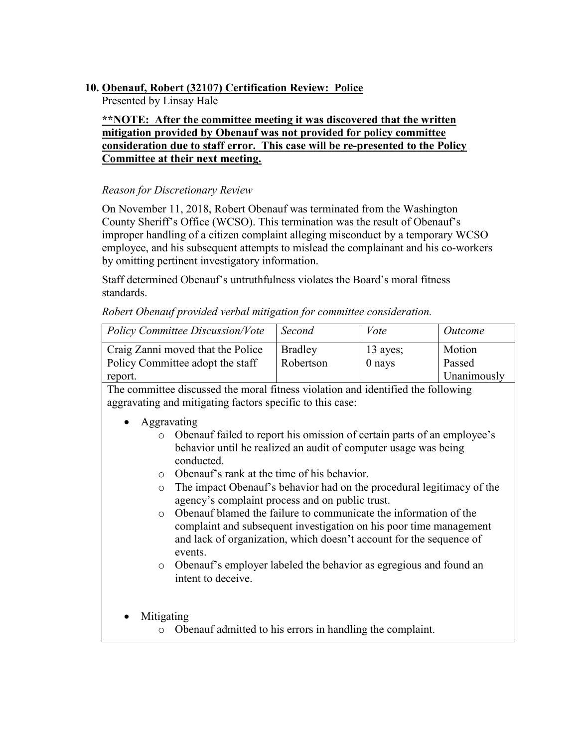## 10. Obenauf, Robert (32107) Certification Review: Police

Presented by Linsay Hale

**\*\*NOTE: After the committee meeting it was discovered that the written mitigation provided by Obenauf was not provided for policy committee consideration due to staff error. This case will be re-presented to the Policy Committee at their next meeting.**

*Reason for Discretionary Review*

On November 11, 2018, Robert Obenauf was terminated from the Washington County Sheriff's Office (WCSO). This termination was the result of Obenauf's improper handling of a citizen complaint alleging misconduct by a temporary WCSO employee, and his subsequent attempts to mislead the complainant and his co-workers by omitting pertinent investigatory information.

Staff determined Obenauf's untruthfulness violates the Board's moral fitness standards.

*Robert Obenauf provided verbal mitigation for committee consideration.*

| *Policy Committee Discussion/Vote* | *Second* | *Vote* | *Outcome* |
|---|---|---|---|
| Craig Zanni moved that the Police Policy Committee adopt the staff report. | Bradley Robertson | 13 ayes; 0 nays | Motion Passed Unanimously |

The committee discussed the moral fitness violation and identified the following aggravating and mitigating factors specific to this case:

- Aggravating
  - Obenauf failed to report his omission of certain parts of an employee's behavior until he realized an audit of computer usage was being conducted.
  - Obenauf's rank at the time of his behavior.
  - The impact Obenauf's behavior had on the procedural legitimacy of the agency's complaint process and on public trust.
  - Obenauf blamed the failure to communicate the information of the complaint and subsequent investigation on his poor time management and lack of organization, which doesn't account for the sequence of events.
  - Obenauf's employer labeled the behavior as egregious and found an intent to deceive.
- Mitigating
  - Obenauf admitted to his errors in handling the complaint.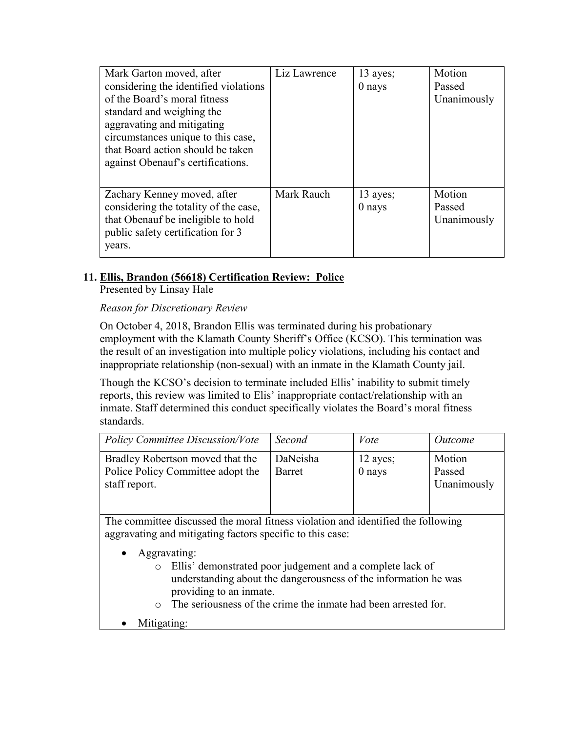| | | | |
|---|---|---|---|
| Mark Garton moved, after considering the identified violations of the Board's moral fitness standard and weighing the aggravating and mitigating circumstances unique to this case, that Board action should be taken against Obenauf's certifications. | Liz Lawrence | 13 ayes; 0 nays | Motion Passed Unanimously |
| Zachary Kenney moved, after considering the totality of the case, that Obenauf be ineligible to hold public safety certification for 3 years. | Mark Rauch | 13 ayes; 0 nays | Motion Passed Unanimously |

## 11. Ellis, Brandon (56618) Certification Review: Police

Presented by Linsay Hale

*Reason for Discretionary Review*

On October 4, 2018, Brandon Ellis was terminated during his probationary employment with the Klamath County Sheriff's Office (KCSO). This termination was the result of an investigation into multiple policy violations, including his contact and inappropriate relationship (non-sexual) with an inmate in the Klamath County jail.

Though the KCSO's decision to terminate included Ellis' inability to submit timely reports, this review was limited to Elis' inappropriate contact/relationship with an inmate. Staff determined this conduct specifically violates the Board's moral fitness standards.

| *Policy Committee Discussion/Vote* | *Second* | *Vote* | *Outcome* |
|---|---|---|---|
| Bradley Robertson moved that the Police Policy Committee adopt the staff report. | DaNeisha Barret | 12 ayes; 0 nays | Motion Passed Unanimously |

The committee discussed the moral fitness violation and identified the following aggravating and mitigating factors specific to this case:

- Aggravating:
  - Ellis' demonstrated poor judgement and a complete lack of understanding about the dangerousness of the information he was providing to an inmate.
  - The seriousness of the crime the inmate had been arrested for.
- Mitigating: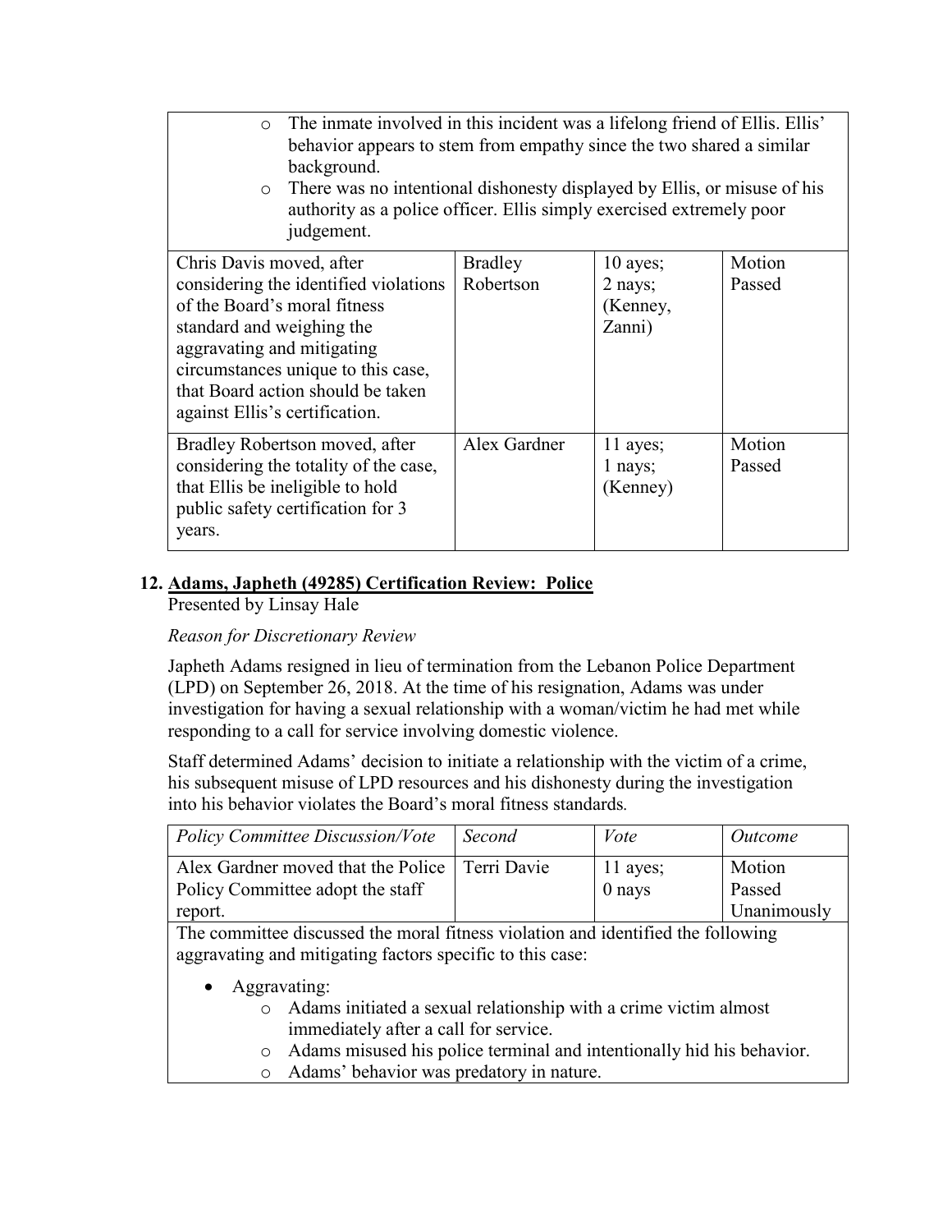| | | | |
|---|---|---|---|
| <ul><li>The inmate involved in this incident was a lifelong friend of Ellis. Ellis' behavior appears to stem from empathy since the two shared a similar background.</li><li>There was no intentional dishonesty displayed by Ellis, or misuse of his authority as a police officer. Ellis simply exercised extremely poor judgement.</li></ul> | | | |
| Chris Davis moved, after considering the identified violations of the Board's moral fitness standard and weighing the aggravating and mitigating circumstances unique to this case, that Board action should be taken against Ellis's certification. | Bradley Robertson | 10 ayes; 2 nays; (Kenney, Zanni) | Motion Passed |
| Bradley Robertson moved, after considering the totality of the case, that Ellis be ineligible to hold public safety certification for 3 years. | Alex Gardner | 11 ayes; 1 nays; (Kenney) | Motion Passed |

## 12. Adams, Japheth (49285) Certification Review: Police

Presented by Linsay Hale

*Reason for Discretionary Review*

Japheth Adams resigned in lieu of termination from the Lebanon Police Department (LPD) on September 26, 2018. At the time of his resignation, Adams was under investigation for having a sexual relationship with a woman/victim he had met while responding to a call for service involving domestic violence.

Staff determined Adams' decision to initiate a relationship with the victim of a crime, his subsequent misuse of LPD resources and his dishonesty during the investigation into his behavior violates the Board's moral fitness standards.

| *Policy Committee Discussion/Vote* | *Second* | *Vote* | *Outcome* |
|---|---|---|---|
| Alex Gardner moved that the Police Policy Committee adopt the staff report. | Terri Davie | 11 ayes; 0 nays | Motion Passed Unanimously |
| The committee discussed the moral fitness violation and identified the following aggravating and mitigating factors specific to this case:<ul><li>Aggravating:<ul><li>Adams initiated a sexual relationship with a crime victim almost immediately after a call for service.</li><li>Adams misused his police terminal and intentionally hid his behavior.</li><li>Adams' behavior was predatory in nature.</li></ul></li></ul> | | | |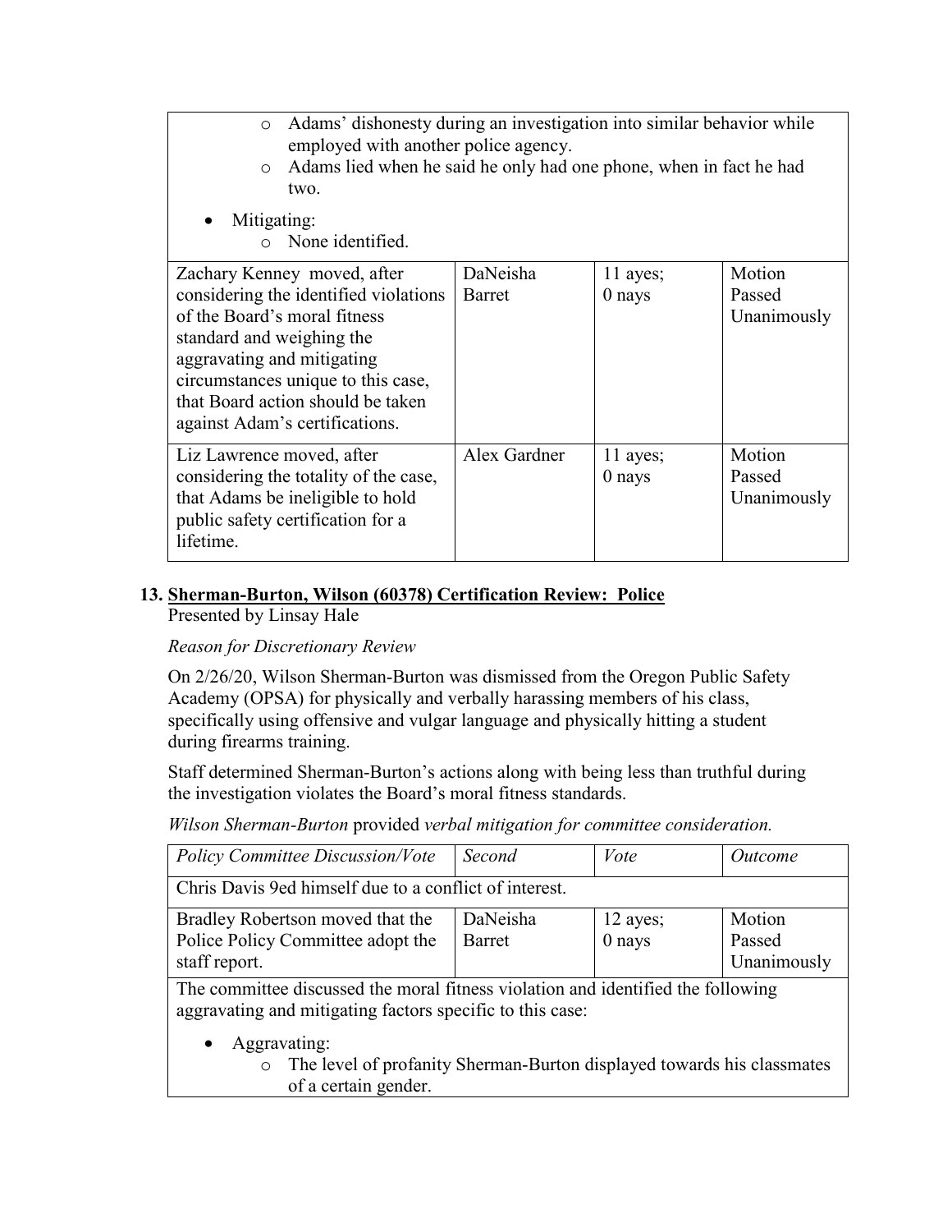| | | | |
|---|---|---|---|
| <ul><li>Adams' dishonesty during an investigation into similar behavior while employed with another police agency.</li><li>Adams lied when he said he only had one phone, when in fact he had two.</li></ul><ul><li>Mitigating:<ul><li>None identified.</li></ul></li></ul> | | | |
| Zachary Kenney moved, after considering the identified violations of the Board's moral fitness standard and weighing the aggravating and mitigating circumstances unique to this case, that Board action should be taken against Adam's certifications. | DaNeisha Barret | 11 ayes; 0 nays | Motion Passed Unanimously |
| Liz Lawrence moved, after considering the totality of the case, that Adams be ineligible to hold public safety certification for a lifetime. | Alex Gardner | 11 ayes; 0 nays | Motion Passed Unanimously |

## 13. Sherman-Burton, Wilson (60378) Certification Review: Police

Presented by Linsay Hale

*Reason for Discretionary Review*

On 2/26/20, Wilson Sherman-Burton was dismissed from the Oregon Public Safety Academy (OPSA) for physically and verbally harassing members of his class, specifically using offensive and vulgar language and physically hitting a student during firearms training.

Staff determined Sherman-Burton's actions along with being less than truthful during the investigation violates the Board's moral fitness standards.

*Wilson Sherman-Burton* provided *verbal mitigation for committee consideration.*

| *Policy Committee Discussion/Vote* | *Second* | *Vote* | *Outcome* |
|---|---|---|---|
| Chris Davis 9ed himself due to a conflict of interest. | | | |
| Bradley Robertson moved that the Police Policy Committee adopt the staff report. | DaNeisha Barret | 12 ayes; 0 nays | Motion Passed Unanimously |
| The committee discussed the moral fitness violation and identified the following aggravating and mitigating factors specific to this case:<ul><li>Aggravating:<ul><li>The level of profanity Sherman-Burton displayed towards his classmates of a certain gender.</li></ul></li></ul> | | | |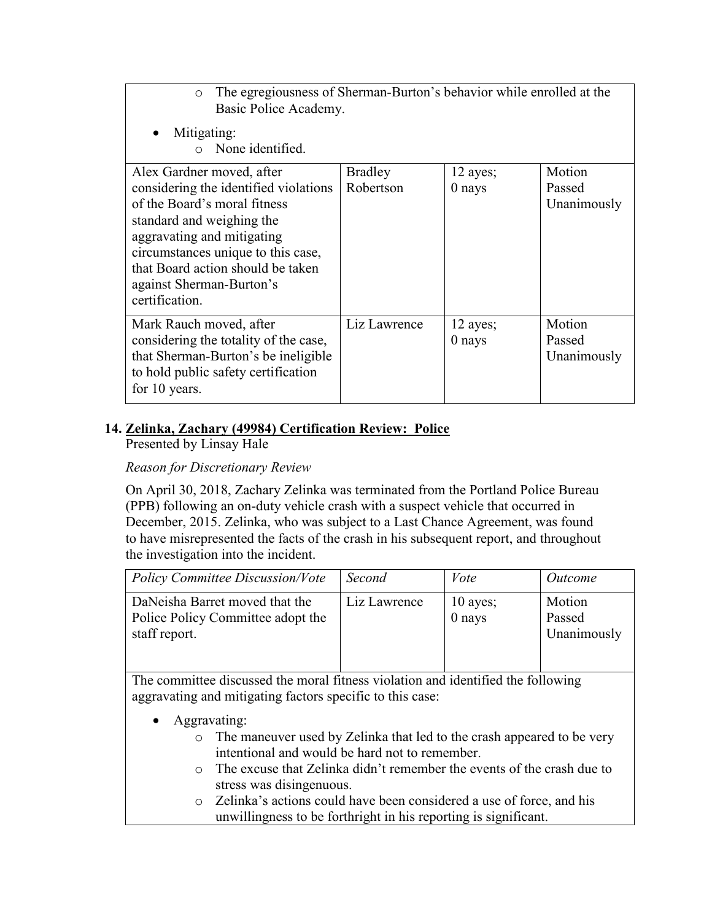| | | | |
|---|---|---|---|
| <ul><li>The egregiousness of Sherman-Burton's behavior while enrolled at the Basic Police Academy.</li></ul><ul><li>Mitigating:<ul><li>None identified.</li></ul></li></ul> | | | |
| Alex Gardner moved, after considering the identified violations of the Board's moral fitness standard and weighing the aggravating and mitigating circumstances unique to this case, that Board action should be taken against Sherman-Burton's certification. | Bradley Robertson | 12 ayes; 0 nays | Motion Passed Unanimously |
| Mark Rauch moved, after considering the totality of the case, that Sherman-Burton's be ineligible to hold public safety certification for 10 years. | Liz Lawrence | 12 ayes; 0 nays | Motion Passed Unanimously |

**14. <u>Zelinka, Zachary (49984) Certification Review: Police</u>**

Presented by Linsay Hale

*Reason for Discretionary Review*

On April 30, 2018, Zachary Zelinka was terminated from the Portland Police Bureau (PPB) following an on-duty vehicle crash with a suspect vehicle that occurred in December, 2015. Zelinka, who was subject to a Last Chance Agreement, was found to have misrepresented the facts of the crash in his subsequent report, and throughout the investigation into the incident.

| *Policy Committee Discussion/Vote* | *Second* | *Vote* | *Outcome* |
|---|---|---|---|
| DaNeisha Barret moved that the Police Policy Committee adopt the staff report. | Liz Lawrence | 10 ayes; 0 nays | Motion Passed Unanimously |
| The committee discussed the moral fitness violation and identified the following aggravating and mitigating factors specific to this case:<ul><li>Aggravating:<ul><li>The maneuver used by Zelinka that led to the crash appeared to be very intentional and would be hard not to remember.</li><li>The excuse that Zelinka didn't remember the events of the crash due to stress was disingenuous.</li><li>Zelinka's actions could have been considered a use of force, and his unwillingness to be forthright in his reporting is significant.</li></ul></li></ul> | | | |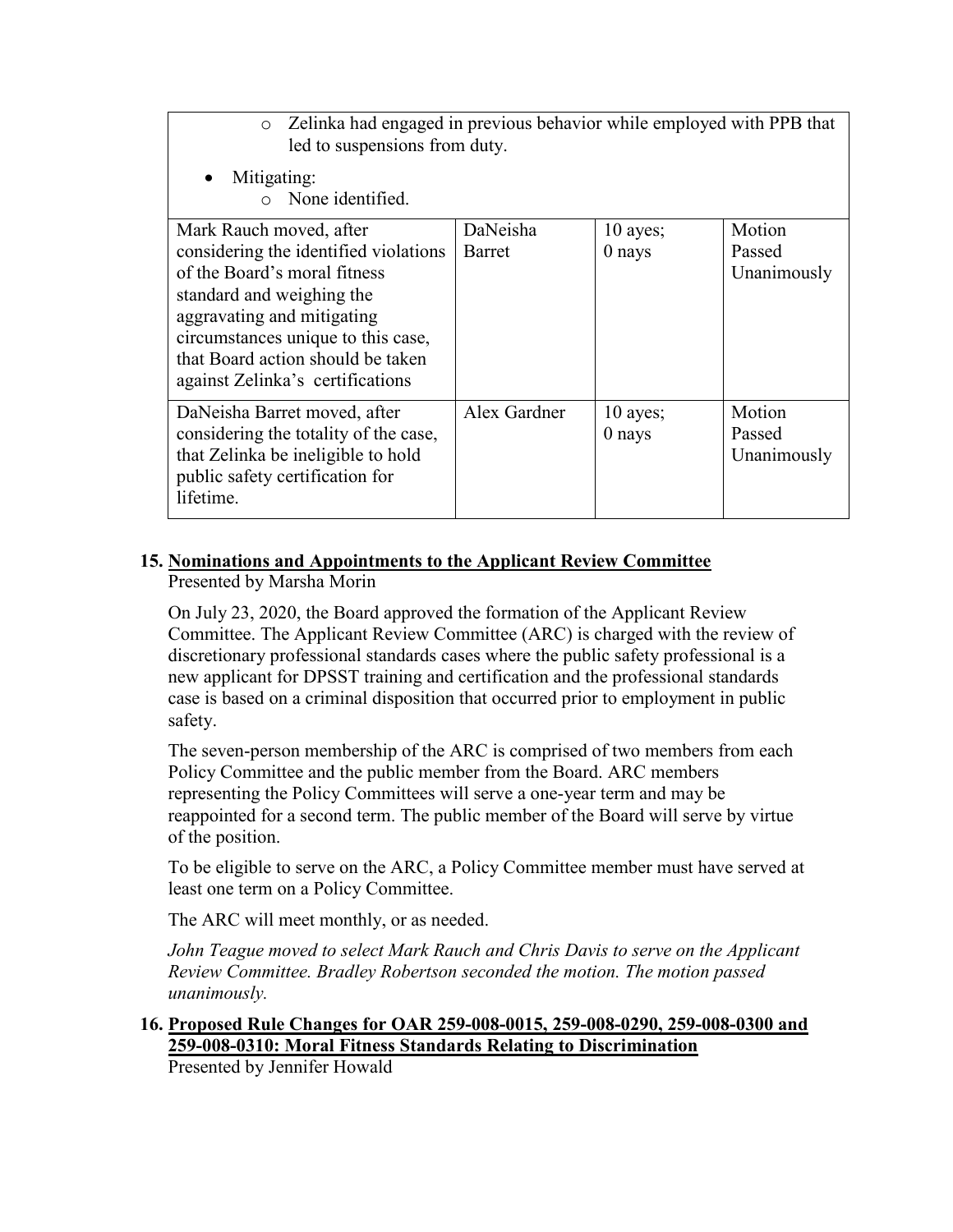| | | | |
|---|---|---|---|
| ◦ Zelinka had engaged in previous behavior while employed with PPB that led to suspensions from duty.<br><br>• Mitigating:<br>  ◦ None identified. | | | |
| Mark Rauch moved, after considering the identified violations of the Board's moral fitness standard and weighing the aggravating and mitigating circumstances unique to this case, that Board action should be taken against Zelinka's certifications | DaNeisha Barret | 10 ayes; 0 nays | Motion Passed Unanimously |
| DaNeisha Barret moved, after considering the totality of the case, that Zelinka be ineligible to hold public safety certification for lifetime. | Alex Gardner | 10 ayes; 0 nays | Motion Passed Unanimously |

**15. Nominations and Appointments to the Applicant Review Committee**
Presented by Marsha Morin

On July 23, 2020, the Board approved the formation of the Applicant Review Committee. The Applicant Review Committee (ARC) is charged with the review of discretionary professional standards cases where the public safety professional is a new applicant for DPSST training and certification and the professional standards case is based on a criminal disposition that occurred prior to employment in public safety.

The seven-person membership of the ARC is comprised of two members from each Policy Committee and the public member from the Board. ARC members representing the Policy Committees will serve a one-year term and may be reappointed for a second term. The public member of the Board will serve by virtue of the position.

To be eligible to serve on the ARC, a Policy Committee member must have served at least one term on a Policy Committee.

The ARC will meet monthly, or as needed.

*John Teague moved to select Mark Rauch and Chris Davis to serve on the Applicant Review Committee. Bradley Robertson seconded the motion. The motion passed unanimously.*

**16. Proposed Rule Changes for OAR 259-008-0015, 259-008-0290, 259-008-0300 and 259-008-0310: Moral Fitness Standards Relating to Discrimination**
Presented by Jennifer Howald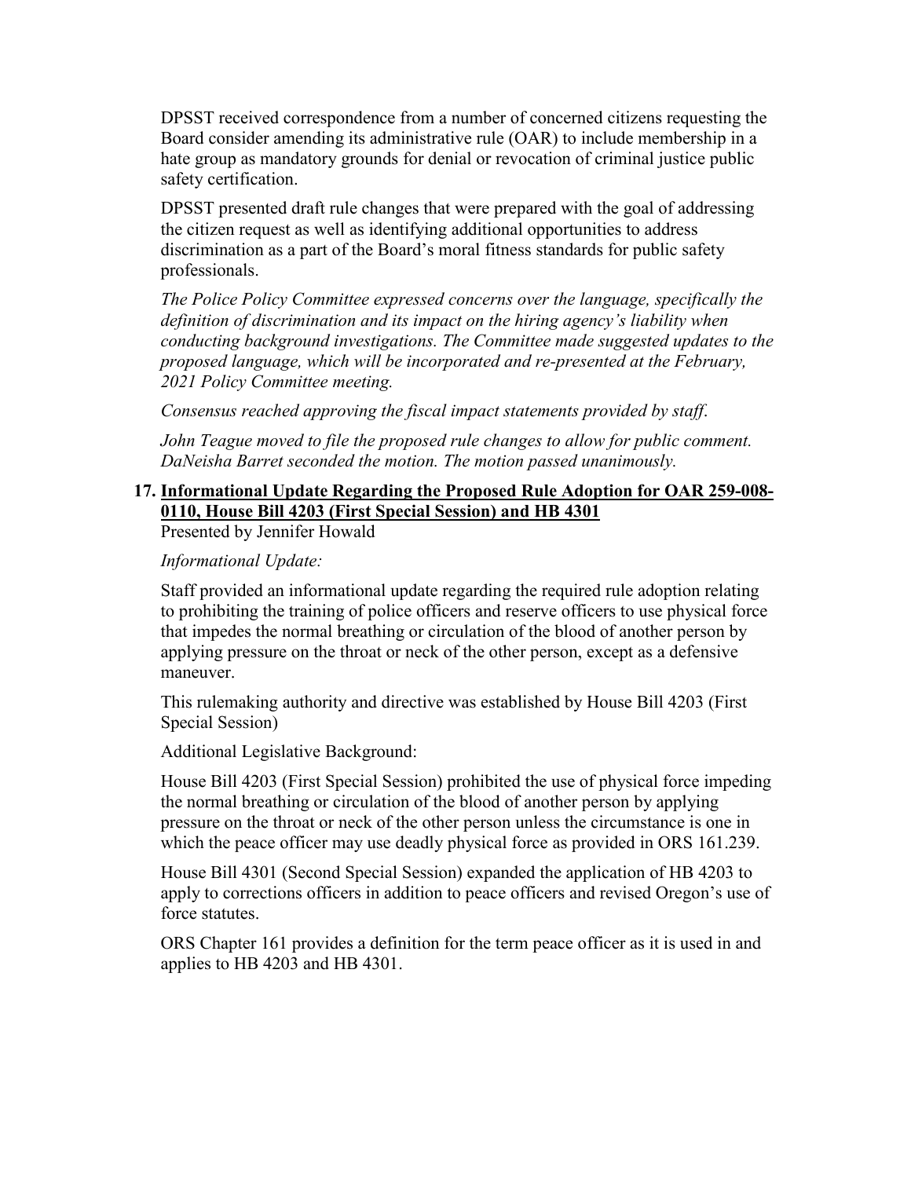DPSST received correspondence from a number of concerned citizens requesting the Board consider amending its administrative rule (OAR) to include membership in a hate group as mandatory grounds for denial or revocation of criminal justice public safety certification.

DPSST presented draft rule changes that were prepared with the goal of addressing the citizen request as well as identifying additional opportunities to address discrimination as a part of the Board's moral fitness standards for public safety professionals.

*The Police Policy Committee expressed concerns over the language, specifically the definition of discrimination and its impact on the hiring agency's liability when conducting background investigations. The Committee made suggested updates to the proposed language, which will be incorporated and re-presented at the February, 2021 Policy Committee meeting.*

*Consensus reached approving the fiscal impact statements provided by staff.*

*John Teague moved to file the proposed rule changes to allow for public comment. DaNeisha Barret seconded the motion. The motion passed unanimously.*

**17. <u>Informational Update Regarding the Proposed Rule Adoption for OAR 259-008-0110, House Bill 4203 (First Special Session) and HB 4301</u>**

Presented by Jennifer Howald

*Informational Update:*

Staff provided an informational update regarding the required rule adoption relating to prohibiting the training of police officers and reserve officers to use physical force that impedes the normal breathing or circulation of the blood of another person by applying pressure on the throat or neck of the other person, except as a defensive maneuver.

This rulemaking authority and directive was established by House Bill 4203 (First Special Session)

Additional Legislative Background:

House Bill 4203 (First Special Session) prohibited the use of physical force impeding the normal breathing or circulation of the blood of another person by applying pressure on the throat or neck of the other person unless the circumstance is one in which the peace officer may use deadly physical force as provided in ORS 161.239.

House Bill 4301 (Second Special Session) expanded the application of HB 4203 to apply to corrections officers in addition to peace officers and revised Oregon's use of force statutes.

ORS Chapter 161 provides a definition for the term peace officer as it is used in and applies to HB 4203 and HB 4301.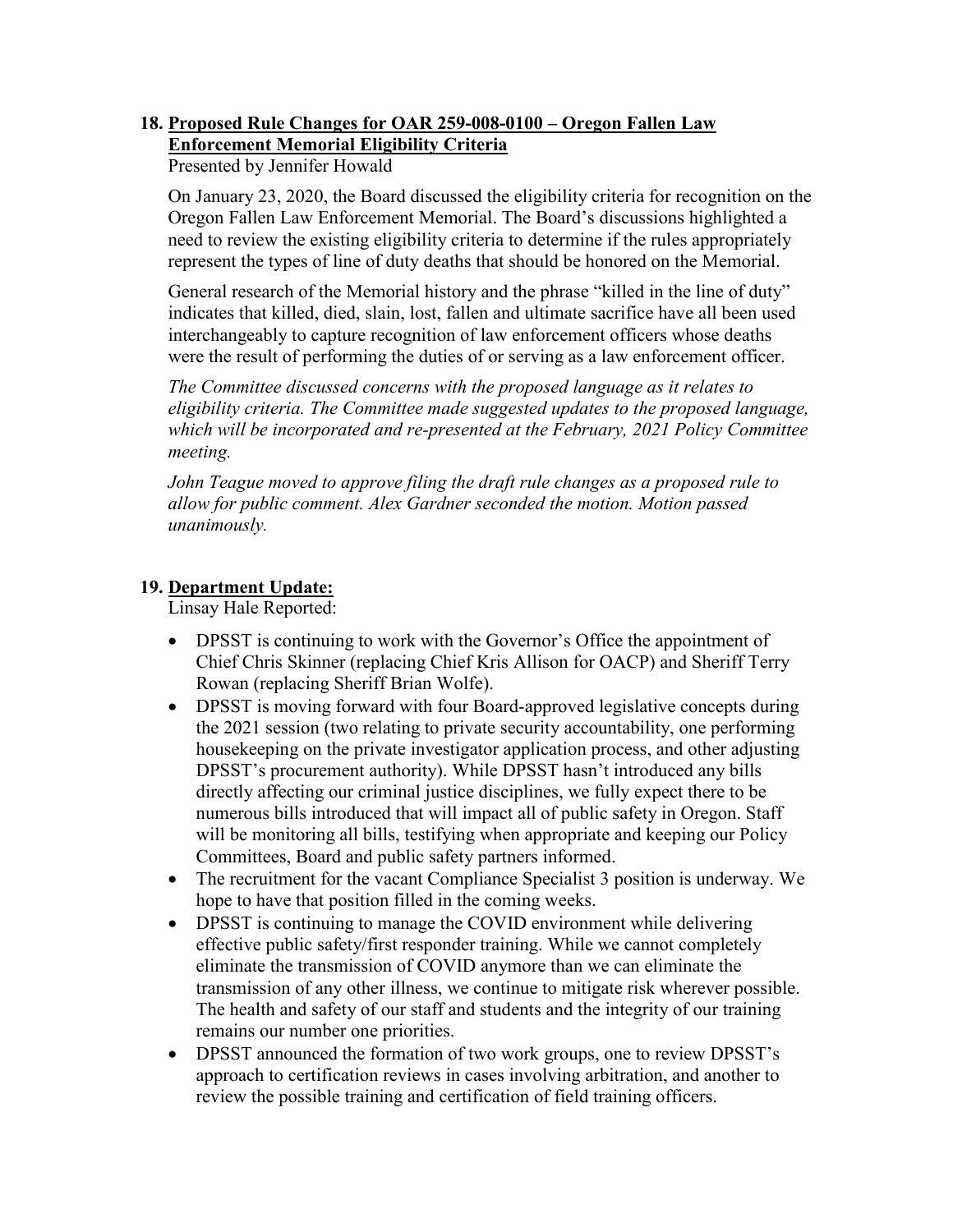**18. Proposed Rule Changes for OAR 259-008-0100 – Oregon Fallen Law Enforcement Memorial Eligibility Criteria**

Presented by Jennifer Howald

On January 23, 2020, the Board discussed the eligibility criteria for recognition on the Oregon Fallen Law Enforcement Memorial. The Board's discussions highlighted a need to review the existing eligibility criteria to determine if the rules appropriately represent the types of line of duty deaths that should be honored on the Memorial.

General research of the Memorial history and the phrase "killed in the line of duty" indicates that killed, died, slain, lost, fallen and ultimate sacrifice have all been used interchangeably to capture recognition of law enforcement officers whose deaths were the result of performing the duties of or serving as a law enforcement officer.

*The Committee discussed concerns with the proposed language as it relates to eligibility criteria. The Committee made suggested updates to the proposed language, which will be incorporated and re-presented at the February, 2021 Policy Committee meeting.*

*John Teague moved to approve filing the draft rule changes as a proposed rule to allow for public comment. Alex Gardner seconded the motion. Motion passed unanimously.*

**19. Department Update:**

Linsay Hale Reported:

- DPSST is continuing to work with the Governor's Office the appointment of Chief Chris Skinner (replacing Chief Kris Allison for OACP) and Sheriff Terry Rowan (replacing Sheriff Brian Wolfe).
- DPSST is moving forward with four Board-approved legislative concepts during the 2021 session (two relating to private security accountability, one performing housekeeping on the private investigator application process, and other adjusting DPSST's procurement authority). While DPSST hasn't introduced any bills directly affecting our criminal justice disciplines, we fully expect there to be numerous bills introduced that will impact all of public safety in Oregon. Staff will be monitoring all bills, testifying when appropriate and keeping our Policy Committees, Board and public safety partners informed.
- The recruitment for the vacant Compliance Specialist 3 position is underway. We hope to have that position filled in the coming weeks.
- DPSST is continuing to manage the COVID environment while delivering effective public safety/first responder training. While we cannot completely eliminate the transmission of COVID anymore than we can eliminate the transmission of any other illness, we continue to mitigate risk wherever possible. The health and safety of our staff and students and the integrity of our training remains our number one priorities.
- DPSST announced the formation of two work groups, one to review DPSST's approach to certification reviews in cases involving arbitration, and another to review the possible training and certification of field training officers.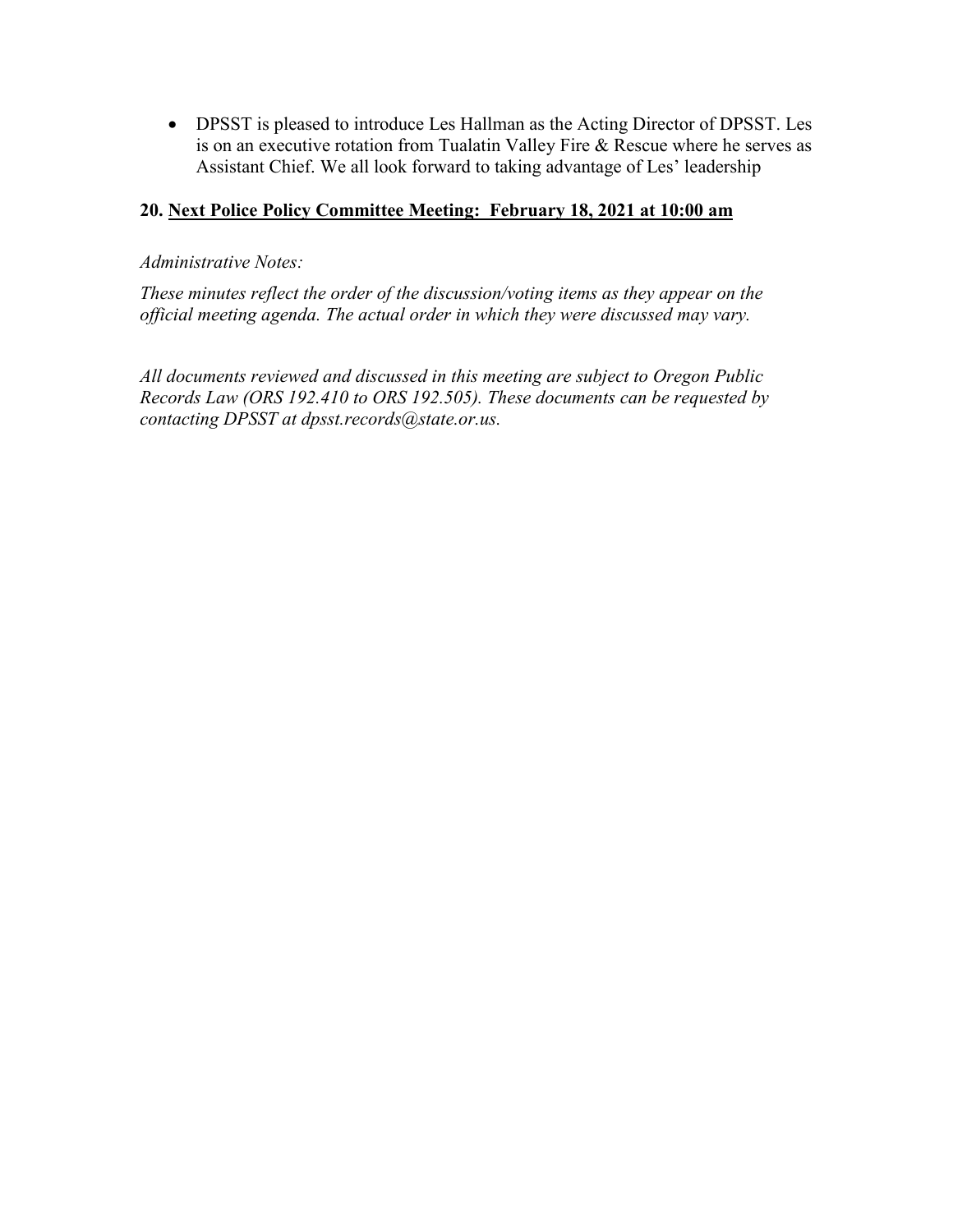- DPSST is pleased to introduce Les Hallman as the Acting Director of DPSST. Les is on an executive rotation from Tualatin Valley Fire & Rescue where he serves as Assistant Chief. We all look forward to taking advantage of Les' leadership

## 20. Next Police Policy Committee Meeting: February 18, 2021 at 10:00 am

*Administrative Notes:*

*These minutes reflect the order of the discussion/voting items as they appear on the official meeting agenda. The actual order in which they were discussed may vary.*

*All documents reviewed and discussed in this meeting are subject to Oregon Public Records Law (ORS 192.410 to ORS 192.505). These documents can be requested by contacting DPSST at dpsst.records@state.or.us.*